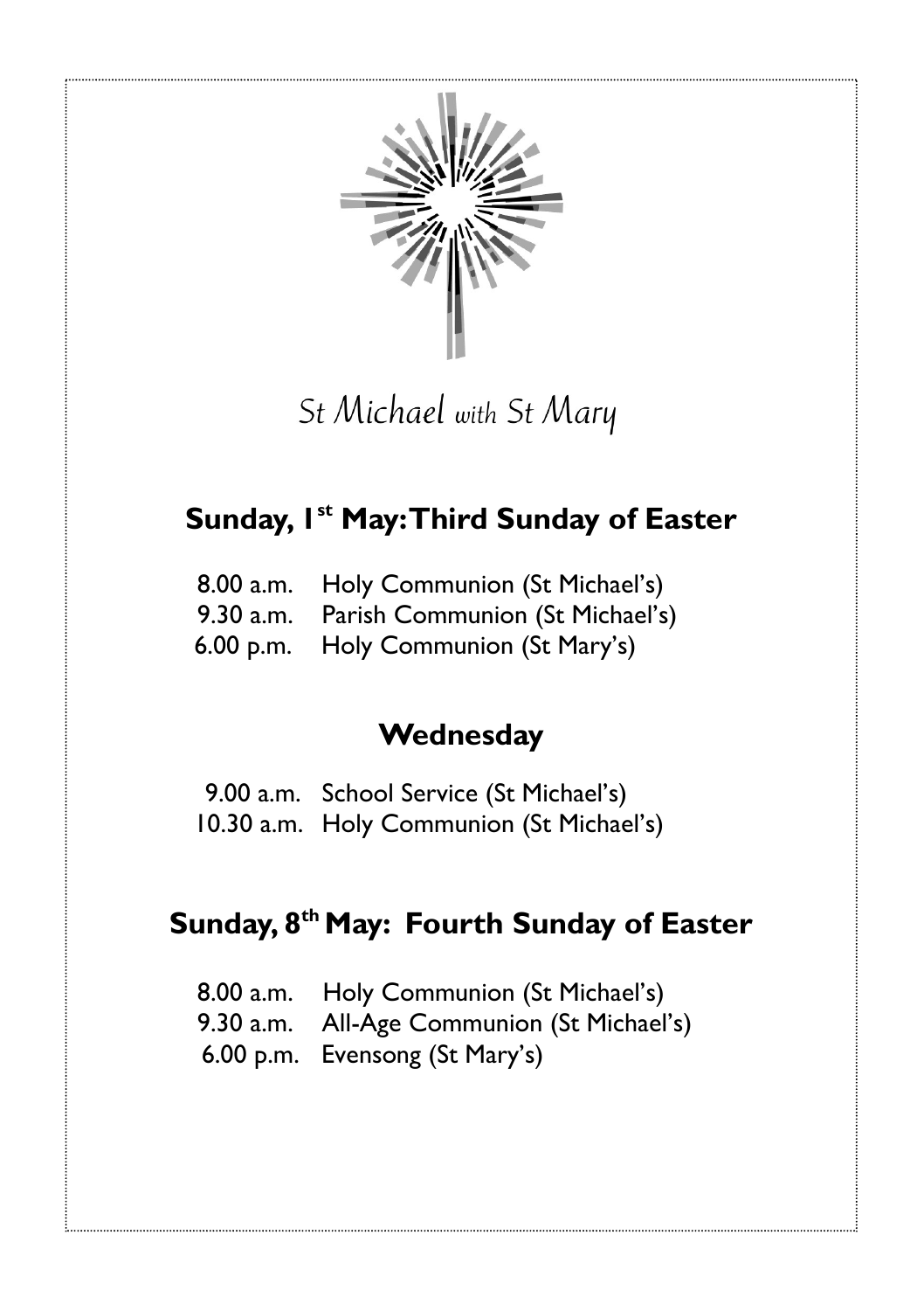*St Michael with St Mary*

## Sunday, 1st May: Third Sunday of Easter

8.00 a.m. Holy Communion (St Michael's)
9.30 a.m. Parish Communion (St Michael's)
6.00 p.m. Holy Communion (St Mary's)

## Wednesday

9.00 a.m. School Service (St Michael's)
10.30 a.m. Holy Communion (St Michael's)

## Sunday, 8th May: Fourth Sunday of Easter

8.00 a.m. Holy Communion (St Michael's)
9.30 a.m. All-Age Communion (St Michael's)
6.00 p.m. Evensong (St Mary's)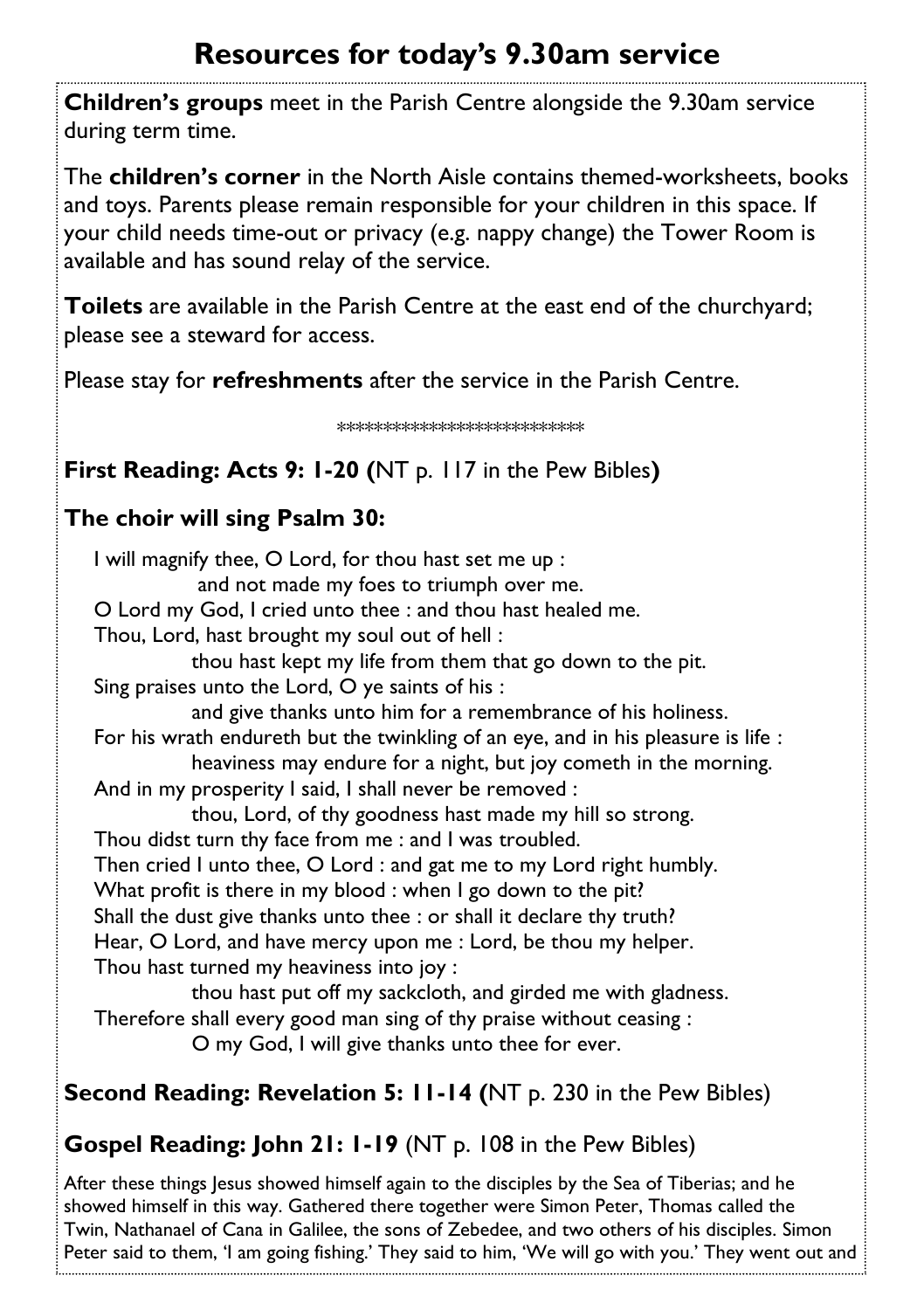# Resources for today's 9.30am service

**Children's groups** meet in the Parish Centre alongside the 9.30am service during term time.

The **children's corner** in the North Aisle contains themed-worksheets, books and toys. Parents please remain responsible for your children in this space. If your child needs time-out or privacy (e.g. nappy change) the Tower Room is available and has sound relay of the service.

**Toilets** are available in the Parish Centre at the east end of the churchyard; please see a steward for access.

Please stay for **refreshments** after the service in the Parish Centre.

\*\*\*\*\*\*\*\*\*\*\*\*\*\*\*\*\*\*\*\*\*\*\*\*\*\*\*\*

**First Reading: Acts 9: 1-20 (**NT p. 117 in the Pew Bibles**)**

**The choir will sing Psalm 30:**

I will magnify thee, O Lord, for thou hast set me up :
    and not made my foes to triumph over me.
O Lord my God, I cried unto thee : and thou hast healed me.
Thou, Lord, hast brought my soul out of hell :
    thou hast kept my life from them that go down to the pit.
Sing praises unto the Lord, O ye saints of his :
    and give thanks unto him for a remembrance of his holiness.
For his wrath endureth but the twinkling of an eye, and in his pleasure is life :
    heaviness may endure for a night, but joy cometh in the morning.
And in my prosperity I said, I shall never be removed :
    thou, Lord, of thy goodness hast made my hill so strong.
Thou didst turn thy face from me : and I was troubled.
Then cried I unto thee, O Lord : and gat me to my Lord right humbly.
What profit is there in my blood : when I go down to the pit?
Shall the dust give thanks unto thee : or shall it declare thy truth?
Hear, O Lord, and have mercy upon me : Lord, be thou my helper.
Thou hast turned my heaviness into joy :
    thou hast put off my sackcloth, and girded me with gladness.
Therefore shall every good man sing of thy praise without ceasing :
    O my God, I will give thanks unto thee for ever.

**Second Reading: Revelation 5: 11-14 (**NT p. 230 in the Pew Bibles)

**Gospel Reading: John 21: 1-19** (NT p. 108 in the Pew Bibles)

After these things Jesus showed himself again to the disciples by the Sea of Tiberias; and he showed himself in this way. Gathered there together were Simon Peter, Thomas called the Twin, Nathanael of Cana in Galilee, the sons of Zebedee, and two others of his disciples. Simon Peter said to them, 'I am going fishing.' They said to him, 'We will go with you.' They went out and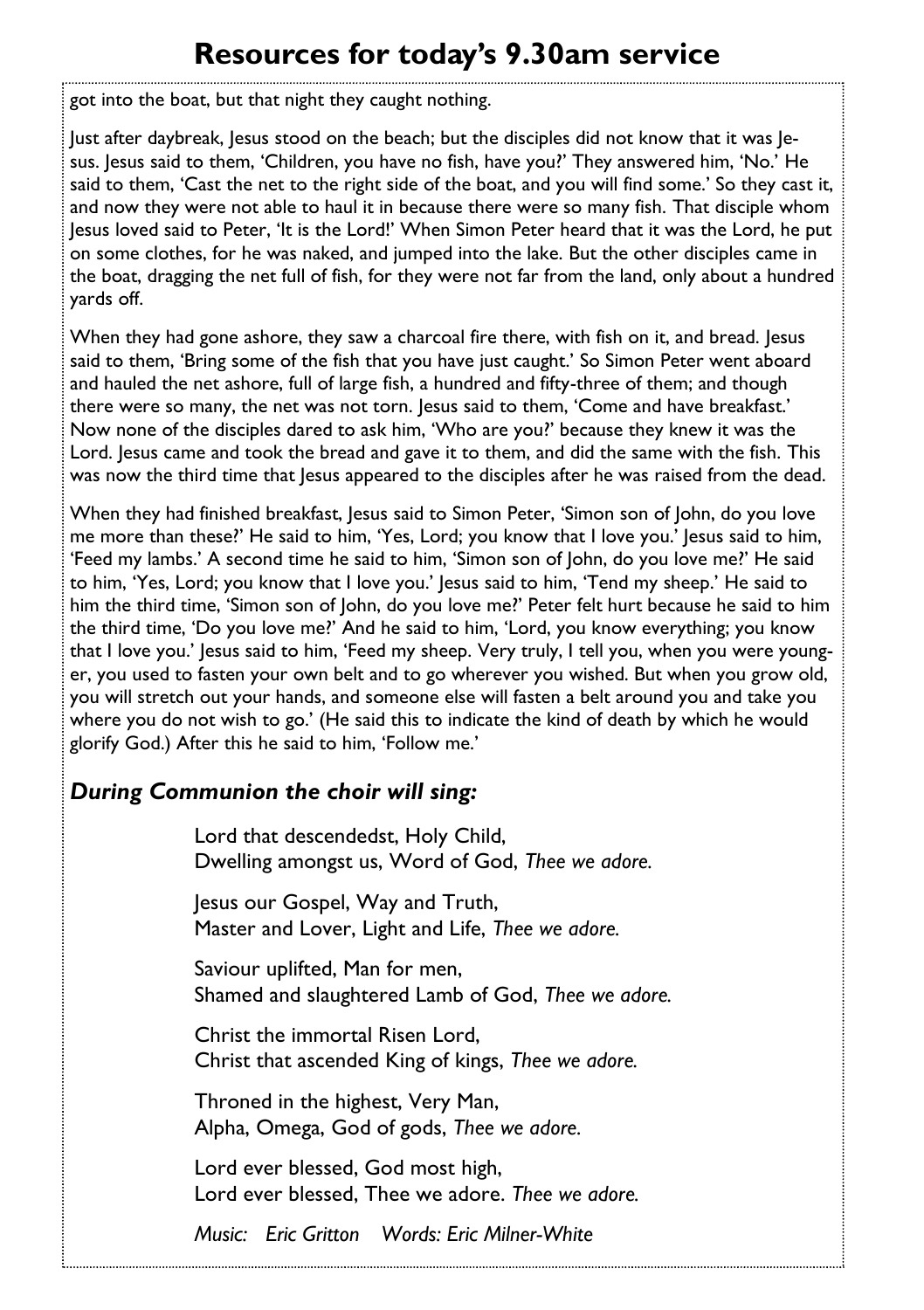# Resources for today's 9.30am service

got into the boat, but that night they caught nothing.

Just after daybreak, Jesus stood on the beach; but the disciples did not know that it was Jesus. Jesus said to them, 'Children, you have no fish, have you?' They answered him, 'No.' He said to them, 'Cast the net to the right side of the boat, and you will find some.' So they cast it, and now they were not able to haul it in because there were so many fish. That disciple whom Jesus loved said to Peter, 'It is the Lord!' When Simon Peter heard that it was the Lord, he put on some clothes, for he was naked, and jumped into the lake. But the other disciples came in the boat, dragging the net full of fish, for they were not far from the land, only about a hundred yards off.

When they had gone ashore, they saw a charcoal fire there, with fish on it, and bread. Jesus said to them, 'Bring some of the fish that you have just caught.' So Simon Peter went aboard and hauled the net ashore, full of large fish, a hundred and fifty-three of them; and though there were so many, the net was not torn. Jesus said to them, 'Come and have breakfast.' Now none of the disciples dared to ask him, 'Who are you?' because they knew it was the Lord. Jesus came and took the bread and gave it to them, and did the same with the fish. This was now the third time that Jesus appeared to the disciples after he was raised from the dead.

When they had finished breakfast, Jesus said to Simon Peter, 'Simon son of John, do you love me more than these?' He said to him, 'Yes, Lord; you know that I love you.' Jesus said to him, 'Feed my lambs.' A second time he said to him, 'Simon son of John, do you love me?' He said to him, 'Yes, Lord; you know that I love you.' Jesus said to him, 'Tend my sheep.' He said to him the third time, 'Simon son of John, do you love me?' Peter felt hurt because he said to him the third time, 'Do you love me?' And he said to him, 'Lord, you know everything; you know that I love you.' Jesus said to him, 'Feed my sheep. Very truly, I tell you, when you were younger, you used to fasten your own belt and to go wherever you wished. But when you grow old, you will stretch out your hands, and someone else will fasten a belt around you and take you where you do not wish to go.' (He said this to indicate the kind of death by which he would glorify God.) After this he said to him, 'Follow me.'

## *During Communion the choir will sing:*

Lord that descendedst, Holy Child,
Dwelling amongst us, Word of God, *Thee we adore.*

Jesus our Gospel, Way and Truth,
Master and Lover, Light and Life, *Thee we adore.*

Saviour uplifted, Man for men,
Shamed and slaughtered Lamb of God, *Thee we adore.*

Christ the immortal Risen Lord,
Christ that ascended King of kings, *Thee we adore.*

Throned in the highest, Very Man,
Alpha, Omega, God of gods, *Thee we adore.*

Lord ever blessed, God most high,
Lord ever blessed, Thee we adore. *Thee we adore.*

*Music: Eric Gritton Words: Eric Milner-White*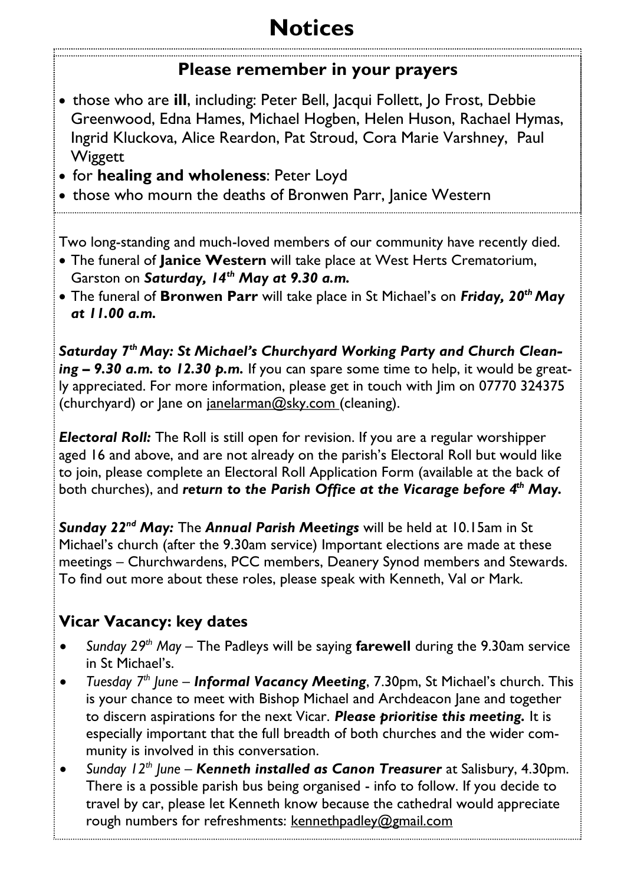# Notices

## Please remember in your prayers

- those who are **ill**, including: Peter Bell, Jacqui Follett, Jo Frost, Debbie Greenwood, Edna Hames, Michael Hogben, Helen Huson, Rachael Hymas, Ingrid Kluckova, Alice Reardon, Pat Stroud, Cora Marie Varshney, Paul Wiggett
- for **healing and wholeness**: Peter Loyd
- those who mourn the deaths of Bronwen Parr, Janice Western

Two long-standing and much-loved members of our community have recently died.

- The funeral of **Janice Western** will take place at West Herts Crematorium, Garston on ***Saturday, 14th May at 9.30 a.m.***
- The funeral of **Bronwen Parr** will take place in St Michael's on ***Friday, 20th May at 11.00 a.m.***

***Saturday 7th May: St Michael's Churchyard Working Party and Church Cleaning – 9.30 a.m. to 12.30 p.m.*** If you can spare some time to help, it would be greatly appreciated. For more information, please get in touch with Jim on 07770 324375 (churchyard) or Jane on janelarman@sky.com (cleaning).

***Electoral Roll:*** The Roll is still open for revision. If you are a regular worshipper aged 16 and above, and are not already on the parish's Electoral Roll but would like to join, please complete an Electoral Roll Application Form (available at the back of both churches), and ***return to the Parish Office at the Vicarage before 4th May.***

***Sunday 22nd May:*** The ***Annual Parish Meetings*** will be held at 10.15am in St Michael's church (after the 9.30am service) Important elections are made at these meetings – Churchwardens, PCC members, Deanery Synod members and Stewards. To find out more about these roles, please speak with Kenneth, Val or Mark.

## Vicar Vacancy: key dates

- *Sunday 29th May* – The Padleys will be saying **farewell** during the 9.30am service in St Michael's.
- *Tuesday 7th June* – ***Informal Vacancy Meeting***, 7.30pm, St Michael's church. This is your chance to meet with Bishop Michael and Archdeacon Jane and together to discern aspirations for the next Vicar. ***Please prioritise this meeting.*** It is especially important that the full breadth of both churches and the wider community is involved in this conversation.
- *Sunday 12th June* – ***Kenneth installed as Canon Treasurer*** at Salisbury, 4.30pm. There is a possible parish bus being organised - info to follow. If you decide to travel by car, please let Kenneth know because the cathedral would appreciate rough numbers for refreshments: kennethpadley@gmail.com